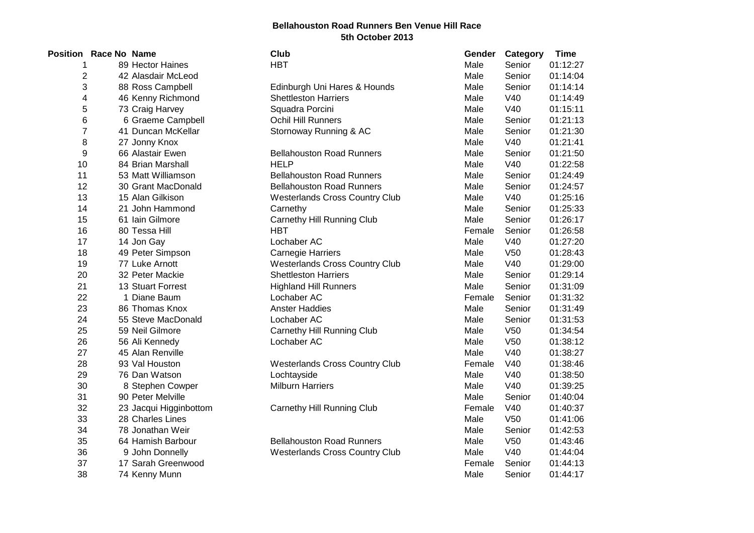# Bellahouston Road Runners Ben Venue Hill Race
## 5th October 2013

| Position | Race No | Name | Club | Gender | Category | Time |
|---|---|---|---|---|---|---|
| 1 | 89 | Hector Haines | HBT | Male | Senior | 01:12:27 |
| 2 | 42 | Alasdair McLeod | | Male | Senior | 01:14:04 |
| 3 | 88 | Ross Campbell | Edinburgh Uni Hares & Hounds | Male | Senior | 01:14:14 |
| 4 | 46 | Kenny Richmond | Shettleston Harriers | Male | V40 | 01:14:49 |
| 5 | 73 | Craig Harvey | Squadra Porcini | Male | V40 | 01:15:11 |
| 6 | 6 | Graeme Campbell | Ochil Hill Runners | Male | Senior | 01:21:13 |
| 7 | 41 | Duncan McKellar | Stornoway Running & AC | Male | Senior | 01:21:30 |
| 8 | 27 | Jonny Knox | | Male | V40 | 01:21:41 |
| 9 | 66 | Alastair Ewen | Bellahouston Road Runners | Male | Senior | 01:21:50 |
| 10 | 84 | Brian Marshall | HELP | Male | V40 | 01:22:58 |
| 11 | 53 | Matt Williamson | Bellahouston Road Runners | Male | Senior | 01:24:49 |
| 12 | 30 | Grant MacDonald | Bellahouston Road Runners | Male | Senior | 01:24:57 |
| 13 | 15 | Alan Gilkison | Westerlands Cross Country Club | Male | V40 | 01:25:16 |
| 14 | 21 | John Hammond | Carnethy | Male | Senior | 01:25:33 |
| 15 | 61 | Iain Gilmore | Carnethy Hill Running Club | Male | Senior | 01:26:17 |
| 16 | 80 | Tessa Hill | HBT | Female | Senior | 01:26:58 |
| 17 | 14 | Jon Gay | Lochaber AC | Male | V40 | 01:27:20 |
| 18 | 49 | Peter Simpson | Carnegie Harriers | Male | V50 | 01:28:43 |
| 19 | 77 | Luke Arnott | Westerlands Cross Country Club | Male | V40 | 01:29:00 |
| 20 | 32 | Peter Mackie | Shettleston Harriers | Male | Senior | 01:29:14 |
| 21 | 13 | Stuart Forrest | Highland Hill Runners | Male | Senior | 01:31:09 |
| 22 | 1 | Diane Baum | Lochaber AC | Female | Senior | 01:31:32 |
| 23 | 86 | Thomas Knox | Anster Haddies | Male | Senior | 01:31:49 |
| 24 | 55 | Steve MacDonald | Lochaber AC | Male | Senior | 01:31:53 |
| 25 | 59 | Neil Gilmore | Carnethy Hill Running Club | Male | V50 | 01:34:54 |
| 26 | 56 | Ali Kennedy | Lochaber AC | Male | V50 | 01:38:12 |
| 27 | 45 | Alan Renville | | Male | V40 | 01:38:27 |
| 28 | 93 | Val Houston | Westerlands Cross Country Club | Female | V40 | 01:38:46 |
| 29 | 76 | Dan Watson | Lochtayside | Male | V40 | 01:38:50 |
| 30 | 8 | Stephen Cowper | Milburn Harriers | Male | V40 | 01:39:25 |
| 31 | 90 | Peter Melville | | Male | Senior | 01:40:04 |
| 32 | 23 | Jacqui Higginbottom | Carnethy Hill Running Club | Female | V40 | 01:40:37 |
| 33 | 28 | Charles Lines | | Male | V50 | 01:41:06 |
| 34 | 78 | Jonathan Weir | | Male | Senior | 01:42:53 |
| 35 | 64 | Hamish Barbour | Bellahouston Road Runners | Male | V50 | 01:43:46 |
| 36 | 9 | John Donnelly | Westerlands Cross Country Club | Male | V40 | 01:44:04 |
| 37 | 17 | Sarah Greenwood | | Female | Senior | 01:44:13 |
| 38 | 74 | Kenny Munn | | Male | Senior | 01:44:17 |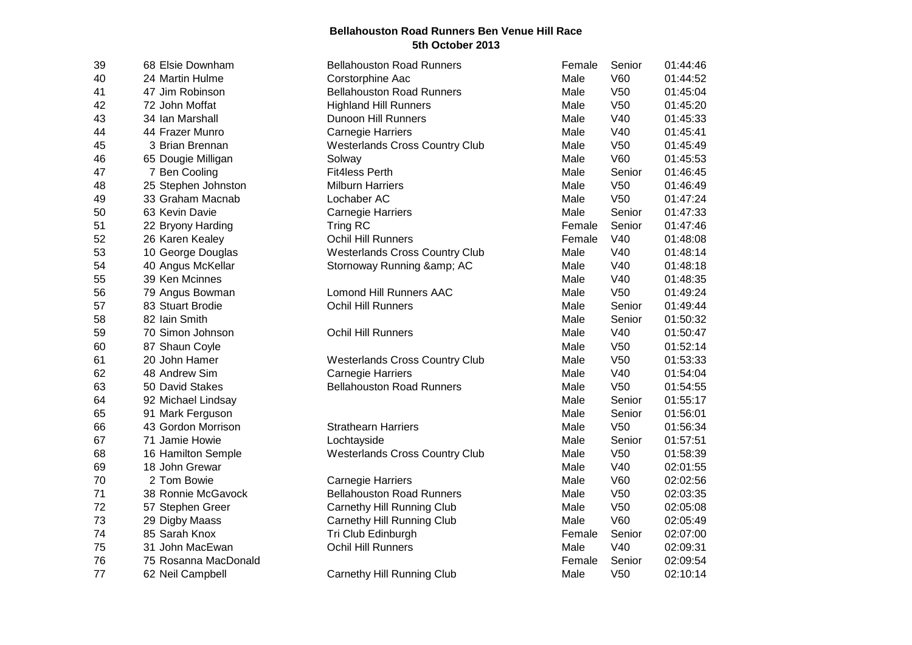**Bellahouston Road Runners Ben Venue Hill Race**
**5th October 2013**

| | | | | | | |
|---|---|---|---|---|---|---|
| 39 | 68 | Elsie Downham | Bellahouston Road Runners | Female | Senior | 01:44:46 |
| 40 | 24 | Martin Hulme | Corstorphine Aac | Male | V60 | 01:44:52 |
| 41 | 47 | Jim Robinson | Bellahouston Road Runners | Male | V50 | 01:45:04 |
| 42 | 72 | John Moffat | Highland Hill Runners | Male | V50 | 01:45:20 |
| 43 | 34 | Ian Marshall | Dunoon Hill Runners | Male | V40 | 01:45:33 |
| 44 | 44 | Frazer Munro | Carnegie Harriers | Male | V40 | 01:45:41 |
| 45 | 3 | Brian Brennan | Westerlands Cross Country Club | Male | V50 | 01:45:49 |
| 46 | 65 | Dougie Milligan | Solway | Male | V60 | 01:45:53 |
| 47 | 7 | Ben Cooling | Fit4less Perth | Male | Senior | 01:46:45 |
| 48 | 25 | Stephen Johnston | Milburn Harriers | Male | V50 | 01:46:49 |
| 49 | 33 | Graham Macnab | Lochaber AC | Male | V50 | 01:47:24 |
| 50 | 63 | Kevin Davie | Carnegie Harriers | Male | Senior | 01:47:33 |
| 51 | 22 | Bryony Harding | Tring RC | Female | Senior | 01:47:46 |
| 52 | 26 | Karen Kealey | Ochil Hill Runners | Female | V40 | 01:48:08 |
| 53 | 10 | George Douglas | Westerlands Cross Country Club | Male | V40 | 01:48:14 |
| 54 | 40 | Angus McKellar | Stornoway Running &amp; AC | Male | V40 | 01:48:18 |
| 55 | 39 | Ken Mcinnes | | Male | V40 | 01:48:35 |
| 56 | 79 | Angus Bowman | Lomond Hill Runners AAC | Male | V50 | 01:49:24 |
| 57 | 83 | Stuart Brodie | Ochil Hill Runners | Male | Senior | 01:49:44 |
| 58 | 82 | Iain Smith | | Male | Senior | 01:50:32 |
| 59 | 70 | Simon Johnson | Ochil Hill Runners | Male | V40 | 01:50:47 |
| 60 | 87 | Shaun Coyle | | Male | V50 | 01:52:14 |
| 61 | 20 | John Hamer | Westerlands Cross Country Club | Male | V50 | 01:53:33 |
| 62 | 48 | Andrew Sim | Carnegie Harriers | Male | V40 | 01:54:04 |
| 63 | 50 | David Stakes | Bellahouston Road Runners | Male | V50 | 01:54:55 |
| 64 | 92 | Michael Lindsay | | Male | Senior | 01:55:17 |
| 65 | 91 | Mark Ferguson | | Male | Senior | 01:56:01 |
| 66 | 43 | Gordon Morrison | Strathearn Harriers | Male | V50 | 01:56:34 |
| 67 | 71 | Jamie Howie | Lochtayside | Male | Senior | 01:57:51 |
| 68 | 16 | Hamilton Semple | Westerlands Cross Country Club | Male | V50 | 01:58:39 |
| 69 | 18 | John Grewar | | Male | V40 | 02:01:55 |
| 70 | 2 | Tom Bowie | Carnegie Harriers | Male | V60 | 02:02:56 |
| 71 | 38 | Ronnie McGavock | Bellahouston Road Runners | Male | V50 | 02:03:35 |
| 72 | 57 | Stephen Greer | Carnethy Hill Running Club | Male | V50 | 02:05:08 |
| 73 | 29 | Digby Maass | Carnethy Hill Running Club | Male | V60 | 02:05:49 |
| 74 | 85 | Sarah Knox | Tri Club Edinburgh | Female | Senior | 02:07:00 |
| 75 | 31 | John MacEwan | Ochil Hill Runners | Male | V40 | 02:09:31 |
| 76 | 75 | Rosanna MacDonald | | Female | Senior | 02:09:54 |
| 77 | 62 | Neil Campbell | Carnethy Hill Running Club | Male | V50 | 02:10:14 |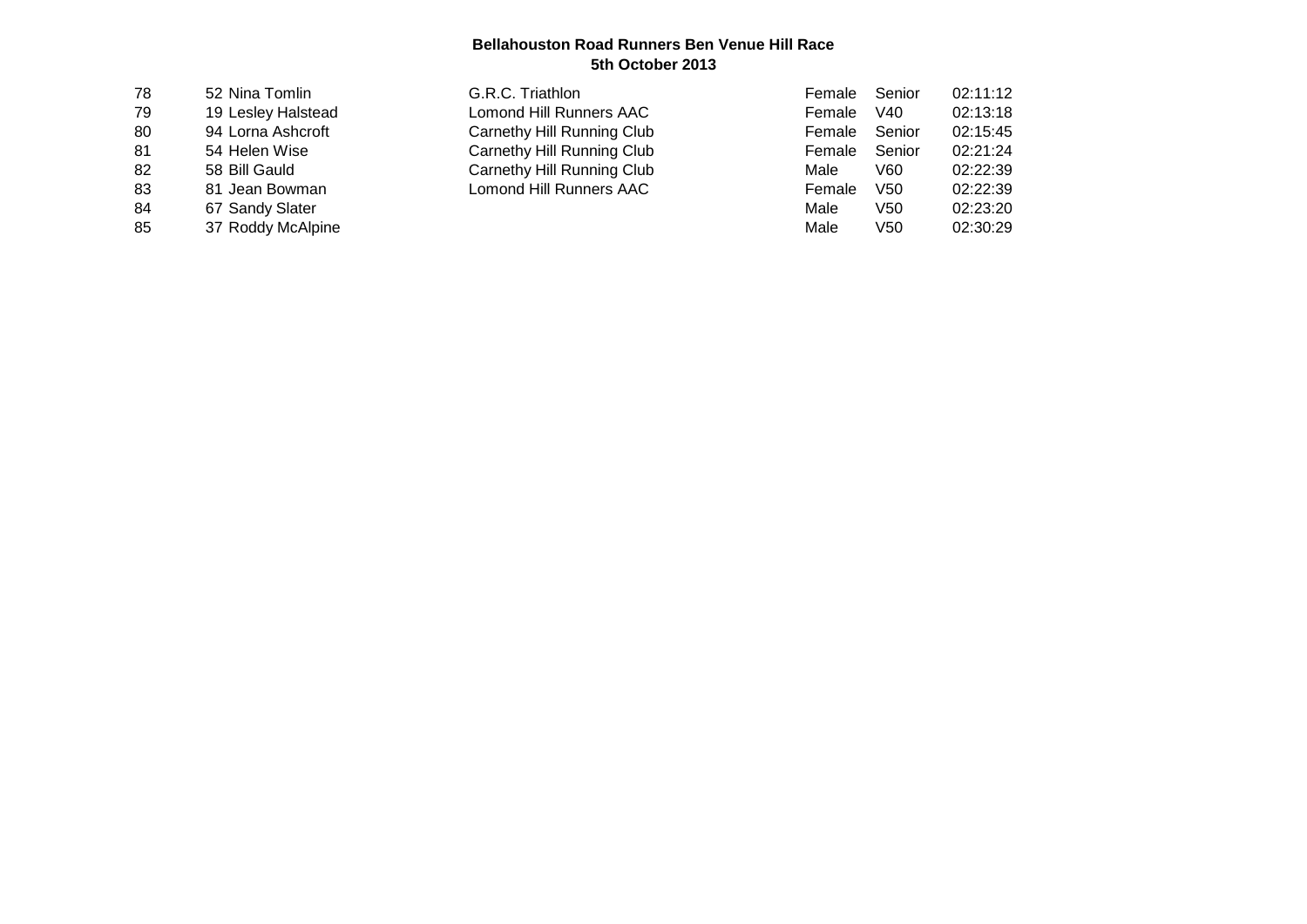**Bellahouston Road Runners Ben Venue Hill Race**
**5th October 2013**

| | | | | | | |
|---|---|---|---|---|---|---|
| 78 | 52 | Nina Tomlin | G.R.C. Triathlon | Female | Senior | 02:11:12 |
| 79 | 19 | Lesley Halstead | Lomond Hill Runners AAC | Female | V40 | 02:13:18 |
| 80 | 94 | Lorna Ashcroft | Carnethy Hill Running Club | Female | Senior | 02:15:45 |
| 81 | 54 | Helen Wise | Carnethy Hill Running Club | Female | Senior | 02:21:24 |
| 82 | 58 | Bill Gauld | Carnethy Hill Running Club | Male | V60 | 02:22:39 |
| 83 | 81 | Jean Bowman | Lomond Hill Runners AAC | Female | V50 | 02:22:39 |
| 84 | 67 | Sandy Slater | | Male | V50 | 02:23:20 |
| 85 | 37 | Roddy McAlpine | | Male | V50 | 02:30:29 |